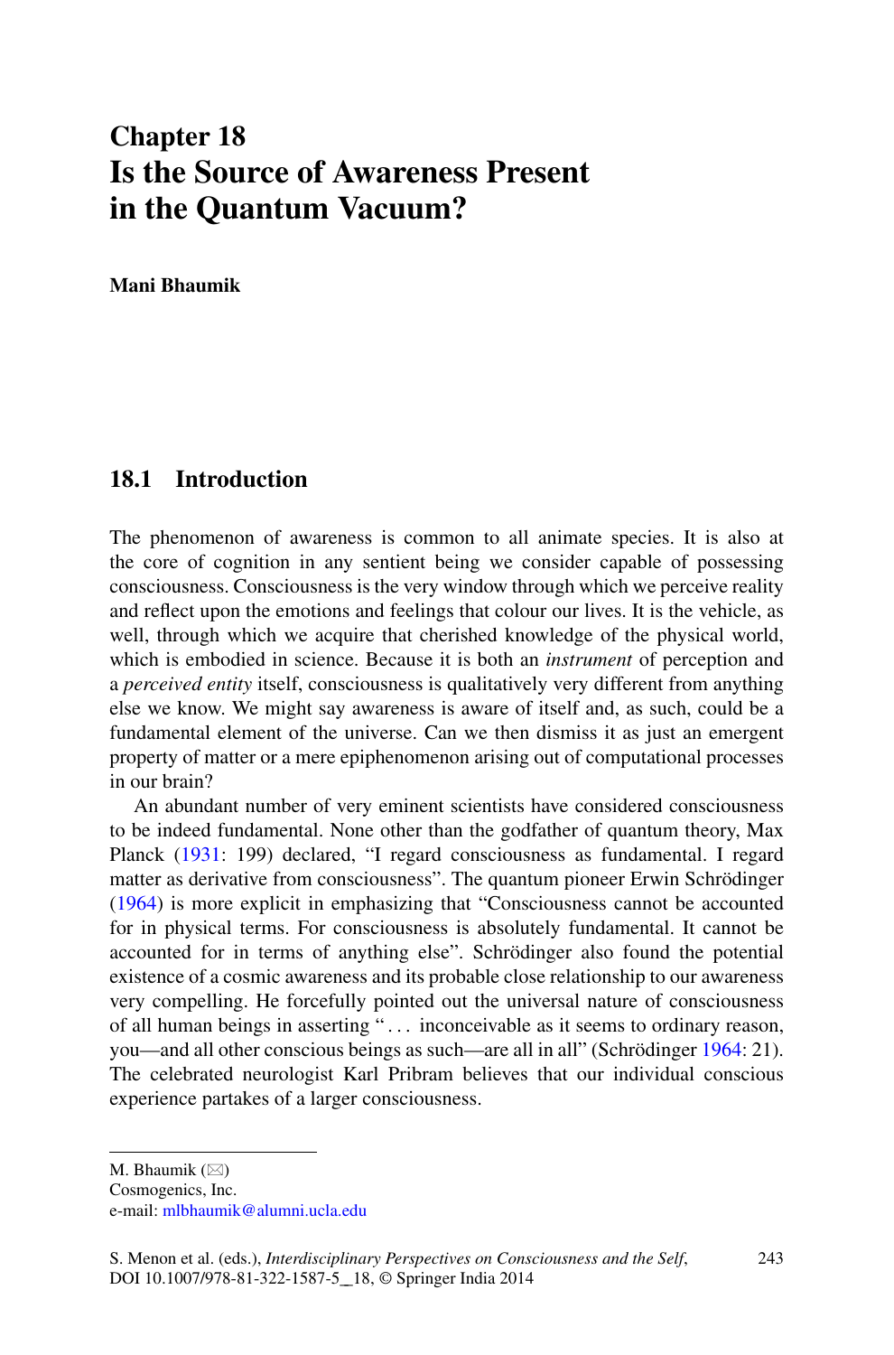# Chapter 18
# Is the Source of Awareness Present in the Quantum Vacuum?

**Mani Bhaumik**

## 18.1 Introduction

The phenomenon of awareness is common to all animate species. It is also at the core of cognition in any sentient being we consider capable of possessing consciousness. Consciousness is the very window through which we perceive reality and reflect upon the emotions and feelings that colour our lives. It is the vehicle, as well, through which we acquire that cherished knowledge of the physical world, which is embodied in science. Because it is both an *instrument* of perception and a *perceived entity* itself, consciousness is qualitatively very different from anything else we know. We might say awareness is aware of itself and, as such, could be a fundamental element of the universe. Can we then dismiss it as just an emergent property of matter or a mere epiphenomenon arising out of computational processes in our brain?

An abundant number of very eminent scientists have considered consciousness to be indeed fundamental. None other than the godfather of quantum theory, Max Planck (1931: 199) declared, "I regard consciousness as fundamental. I regard matter as derivative from consciousness". The quantum pioneer Erwin Schrödinger (1964) is more explicit in emphasizing that "Consciousness cannot be accounted for in physical terms. For consciousness is absolutely fundamental. It cannot be accounted for in terms of anything else". Schrödinger also found the potential existence of a cosmic awareness and its probable close relationship to our awareness very compelling. He forcefully pointed out the universal nature of consciousness of all human beings in asserting "… inconceivable as it seems to ordinary reason, you—and all other conscious beings as such—are all in all" (Schrödinger 1964: 21). The celebrated neurologist Karl Pribram believes that our individual conscious experience partakes of a larger consciousness.

---

M. Bhaumik (✉)
Cosmogenics, Inc.
e-mail: mlbhaumik@alumni.ucla.edu

S. Menon et al. (eds.), *Interdisciplinary Perspectives on Consciousness and the Self*, DOI 10.1007/978-81-322-1587-5_18, © Springer India 2014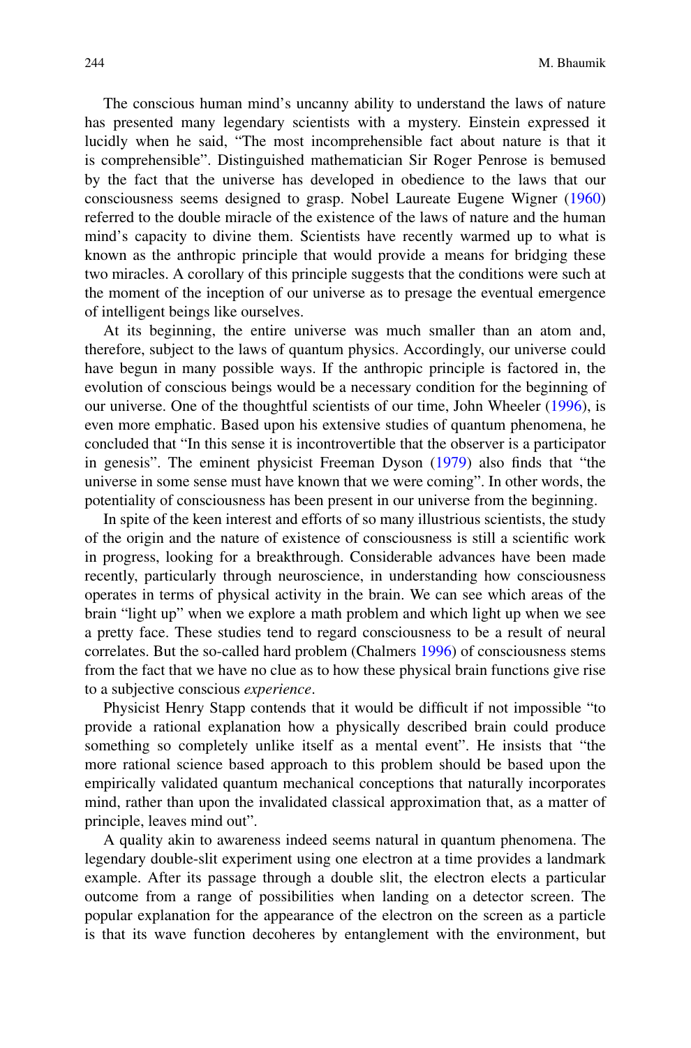The conscious human mind's uncanny ability to understand the laws of nature has presented many legendary scientists with a mystery. Einstein expressed it lucidly when he said, "The most incomprehensible fact about nature is that it is comprehensible". Distinguished mathematician Sir Roger Penrose is bemused by the fact that the universe has developed in obedience to the laws that our consciousness seems designed to grasp. Nobel Laureate Eugene Wigner (1960) referred to the double miracle of the existence of the laws of nature and the human mind's capacity to divine them. Scientists have recently warmed up to what is known as the anthropic principle that would provide a means for bridging these two miracles. A corollary of this principle suggests that the conditions were such at the moment of the inception of our universe as to presage the eventual emergence of intelligent beings like ourselves.

At its beginning, the entire universe was much smaller than an atom and, therefore, subject to the laws of quantum physics. Accordingly, our universe could have begun in many possible ways. If the anthropic principle is factored in, the evolution of conscious beings would be a necessary condition for the beginning of our universe. One of the thoughtful scientists of our time, John Wheeler (1996), is even more emphatic. Based upon his extensive studies of quantum phenomena, he concluded that "In this sense it is incontrovertible that the observer is a participator in genesis". The eminent physicist Freeman Dyson (1979) also finds that "the universe in some sense must have known that we were coming". In other words, the potentiality of consciousness has been present in our universe from the beginning.

In spite of the keen interest and efforts of so many illustrious scientists, the study of the origin and the nature of existence of consciousness is still a scientific work in progress, looking for a breakthrough. Considerable advances have been made recently, particularly through neuroscience, in understanding how consciousness operates in terms of physical activity in the brain. We can see which areas of the brain "light up" when we explore a math problem and which light up when we see a pretty face. These studies tend to regard consciousness to be a result of neural correlates. But the so-called hard problem (Chalmers 1996) of consciousness stems from the fact that we have no clue as to how these physical brain functions give rise to a subjective conscious *experience*.

Physicist Henry Stapp contends that it would be difficult if not impossible "to provide a rational explanation how a physically described brain could produce something so completely unlike itself as a mental event". He insists that "the more rational science based approach to this problem should be based upon the empirically validated quantum mechanical conceptions that naturally incorporates mind, rather than upon the invalidated classical approximation that, as a matter of principle, leaves mind out".

A quality akin to awareness indeed seems natural in quantum phenomena. The legendary double-slit experiment using one electron at a time provides a landmark example. After its passage through a double slit, the electron elects a particular outcome from a range of possibilities when landing on a detector screen. The popular explanation for the appearance of the electron on the screen as a particle is that its wave function decoheres by entanglement with the environment, but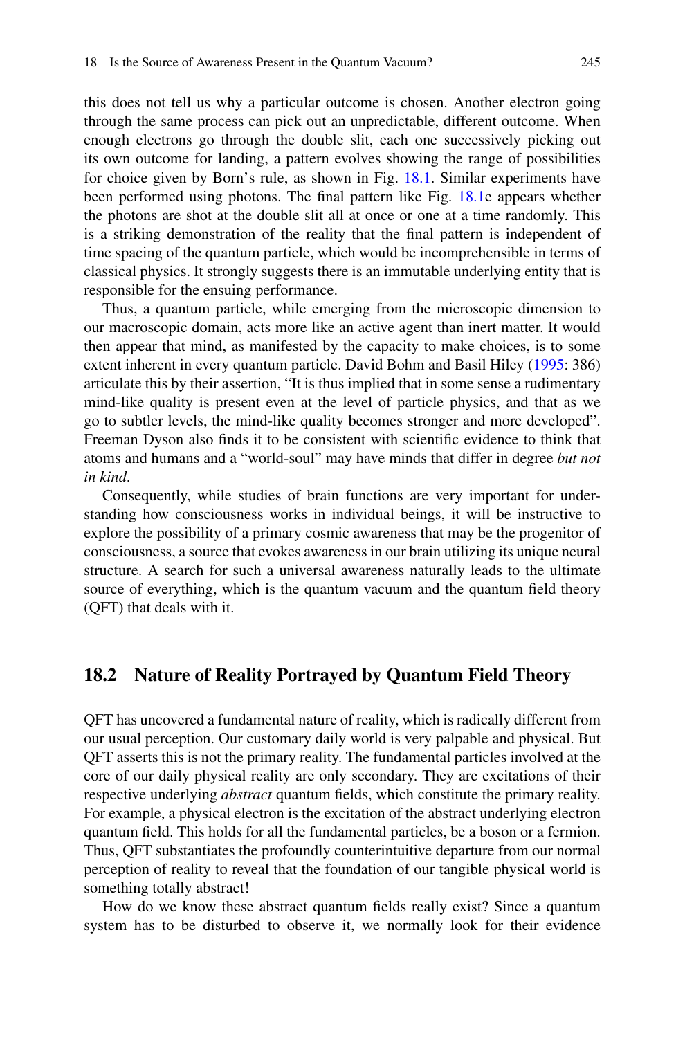this does not tell us why a particular outcome is chosen. Another electron going through the same process can pick out an unpredictable, different outcome. When enough electrons go through the double slit, each one successively picking out its own outcome for landing, a pattern evolves showing the range of possibilities for choice given by Born's rule, as shown in Fig. 18.1. Similar experiments have been performed using photons. The final pattern like Fig. 18.1e appears whether the photons are shot at the double slit all at once or one at a time randomly. This is a striking demonstration of the reality that the final pattern is independent of time spacing of the quantum particle, which would be incomprehensible in terms of classical physics. It strongly suggests there is an immutable underlying entity that is responsible for the ensuing performance.

Thus, a quantum particle, while emerging from the microscopic dimension to our macroscopic domain, acts more like an active agent than inert matter. It would then appear that mind, as manifested by the capacity to make choices, is to some extent inherent in every quantum particle. David Bohm and Basil Hiley (1995: 386) articulate this by their assertion, "It is thus implied that in some sense a rudimentary mind-like quality is present even at the level of particle physics, and that as we go to subtler levels, the mind-like quality becomes stronger and more developed". Freeman Dyson also finds it to be consistent with scientific evidence to think that atoms and humans and a "world-soul" may have minds that differ in degree *but not in kind*.

Consequently, while studies of brain functions are very important for understanding how consciousness works in individual beings, it will be instructive to explore the possibility of a primary cosmic awareness that may be the progenitor of consciousness, a source that evokes awareness in our brain utilizing its unique neural structure. A search for such a universal awareness naturally leads to the ultimate source of everything, which is the quantum vacuum and the quantum field theory (QFT) that deals with it.

## 18.2 Nature of Reality Portrayed by Quantum Field Theory

QFT has uncovered a fundamental nature of reality, which is radically different from our usual perception. Our customary daily world is very palpable and physical. But QFT asserts this is not the primary reality. The fundamental particles involved at the core of our daily physical reality are only secondary. They are excitations of their respective underlying *abstract* quantum fields, which constitute the primary reality. For example, a physical electron is the excitation of the abstract underlying electron quantum field. This holds for all the fundamental particles, be a boson or a fermion. Thus, QFT substantiates the profoundly counterintuitive departure from our normal perception of reality to reveal that the foundation of our tangible physical world is something totally abstract!

How do we know these abstract quantum fields really exist? Since a quantum system has to be disturbed to observe it, we normally look for their evidence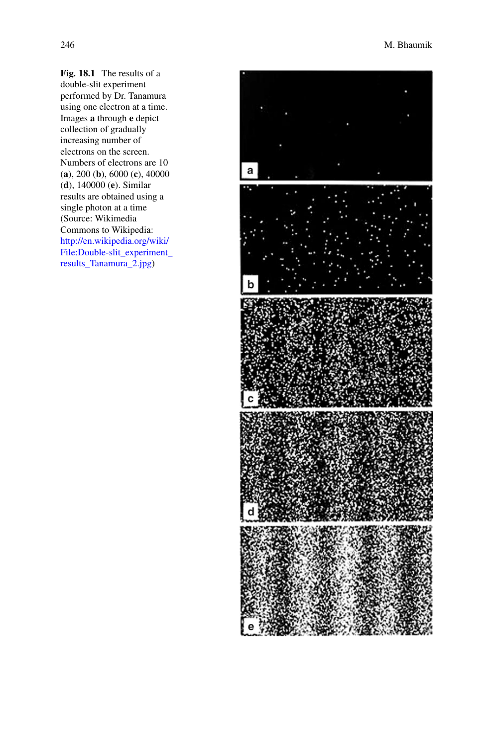**Fig. 18.1** The results of a double-slit experiment performed by Dr. Tanamura using one electron at a time. Images **a** through **e** depict collection of gradually increasing number of electrons on the screen. Numbers of electrons are 10 (**a**), 200 (**b**), 6000 (**c**), 40000 (**d**), 140000 (**e**). Similar results are obtained using a single photon at a time (Source: Wikimedia Commons to Wikipedia: http://en.wikipedia.org/wiki/File:Double-slit_experiment_results_Tanamura_2.jpg)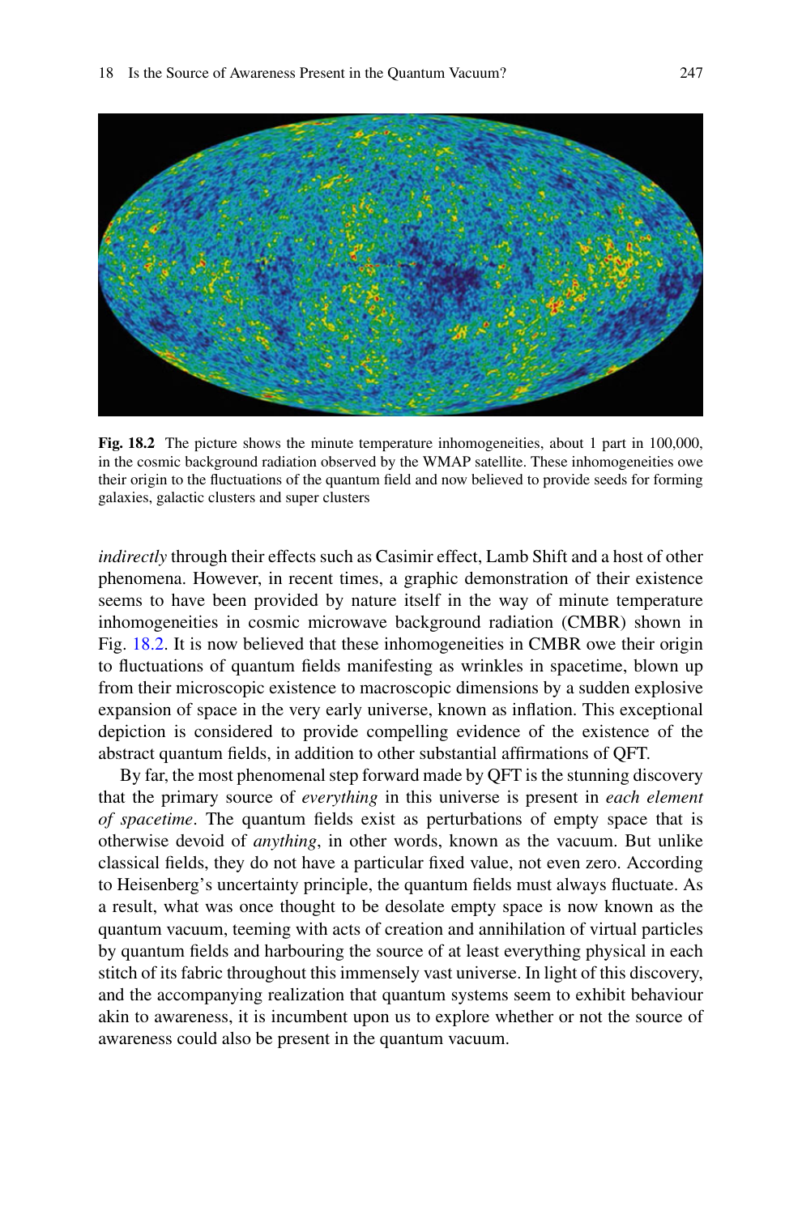**Fig. 18.2** The picture shows the minute temperature inhomogeneities, about 1 part in 100,000, in the cosmic background radiation observed by the WMAP satellite. These inhomogeneities owe their origin to the fluctuations of the quantum field and now believed to provide seeds for forming galaxies, galactic clusters and super clusters

*indirectly* through their effects such as Casimir effect, Lamb Shift and a host of other phenomena. However, in recent times, a graphic demonstration of their existence seems to have been provided by nature itself in the way of minute temperature inhomogeneities in cosmic microwave background radiation (CMBR) shown in Fig. 18.2. It is now believed that these inhomogeneities in CMBR owe their origin to fluctuations of quantum fields manifesting as wrinkles in spacetime, blown up from their microscopic existence to macroscopic dimensions by a sudden explosive expansion of space in the very early universe, known as inflation. This exceptional depiction is considered to provide compelling evidence of the existence of the abstract quantum fields, in addition to other substantial affirmations of QFT.

By far, the most phenomenal step forward made by QFT is the stunning discovery that the primary source of *everything* in this universe is present in *each element of spacetime*. The quantum fields exist as perturbations of empty space that is otherwise devoid of *anything*, in other words, known as the vacuum. But unlike classical fields, they do not have a particular fixed value, not even zero. According to Heisenberg's uncertainty principle, the quantum fields must always fluctuate. As a result, what was once thought to be desolate empty space is now known as the quantum vacuum, teeming with acts of creation and annihilation of virtual particles by quantum fields and harbouring the source of at least everything physical in each stitch of its fabric throughout this immensely vast universe. In light of this discovery, and the accompanying realization that quantum systems seem to exhibit behaviour akin to awareness, it is incumbent upon us to explore whether or not the source of awareness could also be present in the quantum vacuum.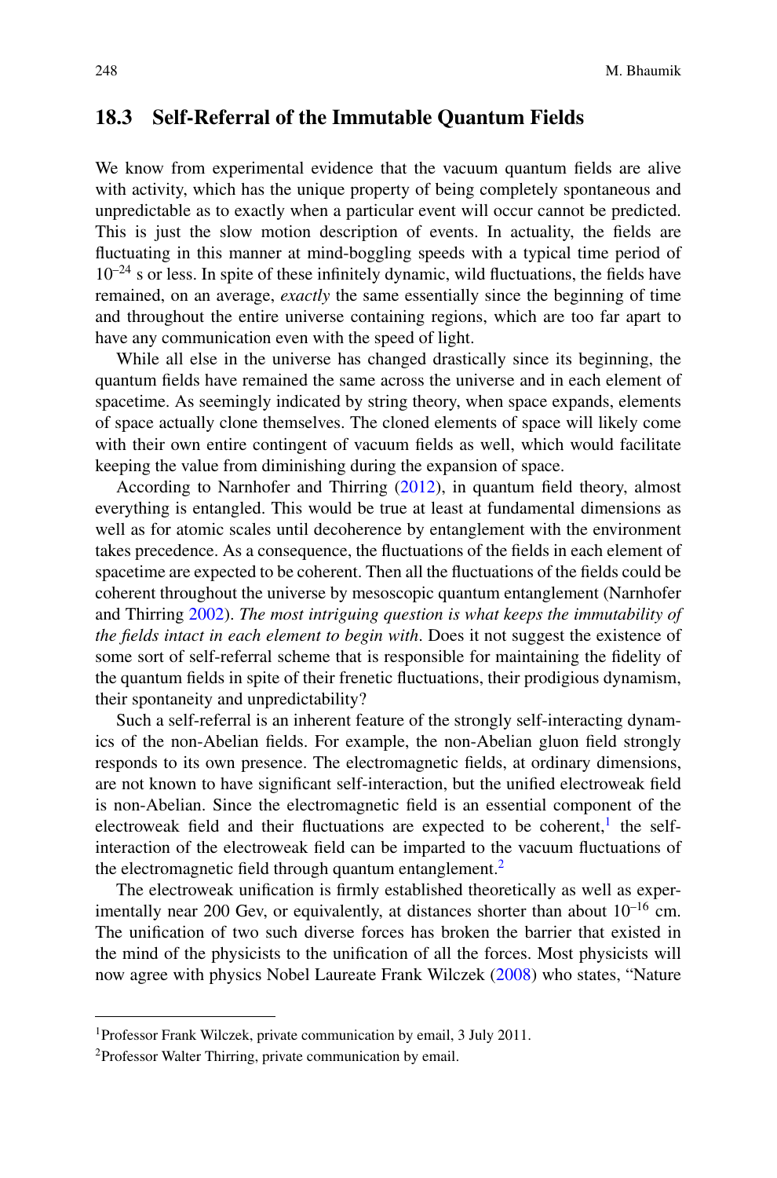## 18.3 Self-Referral of the Immutable Quantum Fields

We know from experimental evidence that the vacuum quantum fields are alive with activity, which has the unique property of being completely spontaneous and unpredictable as to exactly when a particular event will occur cannot be predicted. This is just the slow motion description of events. In actuality, the fields are fluctuating in this manner at mind-boggling speeds with a typical time period of $10^{-24}$ s or less. In spite of these infinitely dynamic, wild fluctuations, the fields have remained, on an average, *exactly* the same essentially since the beginning of time and throughout the entire universe containing regions, which are too far apart to have any communication even with the speed of light.

While all else in the universe has changed drastically since its beginning, the quantum fields have remained the same across the universe and in each element of spacetime. As seemingly indicated by string theory, when space expands, elements of space actually clone themselves. The cloned elements of space will likely come with their own entire contingent of vacuum fields as well, which would facilitate keeping the value from diminishing during the expansion of space.

According to Narnhofer and Thirring (2012), in quantum field theory, almost everything is entangled. This would be true at least at fundamental dimensions as well as for atomic scales until decoherence by entanglement with the environment takes precedence. As a consequence, the fluctuations of the fields in each element of spacetime are expected to be coherent. Then all the fluctuations of the fields could be coherent throughout the universe by mesoscopic quantum entanglement (Narnhofer and Thirring 2002). *The most intriguing question is what keeps the immutability of the fields intact in each element to begin with*. Does it not suggest the existence of some sort of self-referral scheme that is responsible for maintaining the fidelity of the quantum fields in spite of their frenetic fluctuations, their prodigious dynamism, their spontaneity and unpredictability?

Such a self-referral is an inherent feature of the strongly self-interacting dynamics of the non-Abelian fields. For example, the non-Abelian gluon field strongly responds to its own presence. The electromagnetic fields, at ordinary dimensions, are not known to have significant self-interaction, but the unified electroweak field is non-Abelian. Since the electromagnetic field is an essential component of the electroweak field and their fluctuations are expected to be coherent,[1] the self-interaction of the electroweak field can be imparted to the vacuum fluctuations of the electromagnetic field through quantum entanglement.[2]

The electroweak unification is firmly established theoretically as well as experimentally near 200 Gev, or equivalently, at distances shorter than about $10^{-16}$ cm. The unification of two such diverse forces has broken the barrier that existed in the mind of the physicists to the unification of all the forces. Most physicists will now agree with physics Nobel Laureate Frank Wilczek (2008) who states, "Nature

---

[1] Professor Frank Wilczek, private communication by email, 3 July 2011.

[2] Professor Walter Thirring, private communication by email.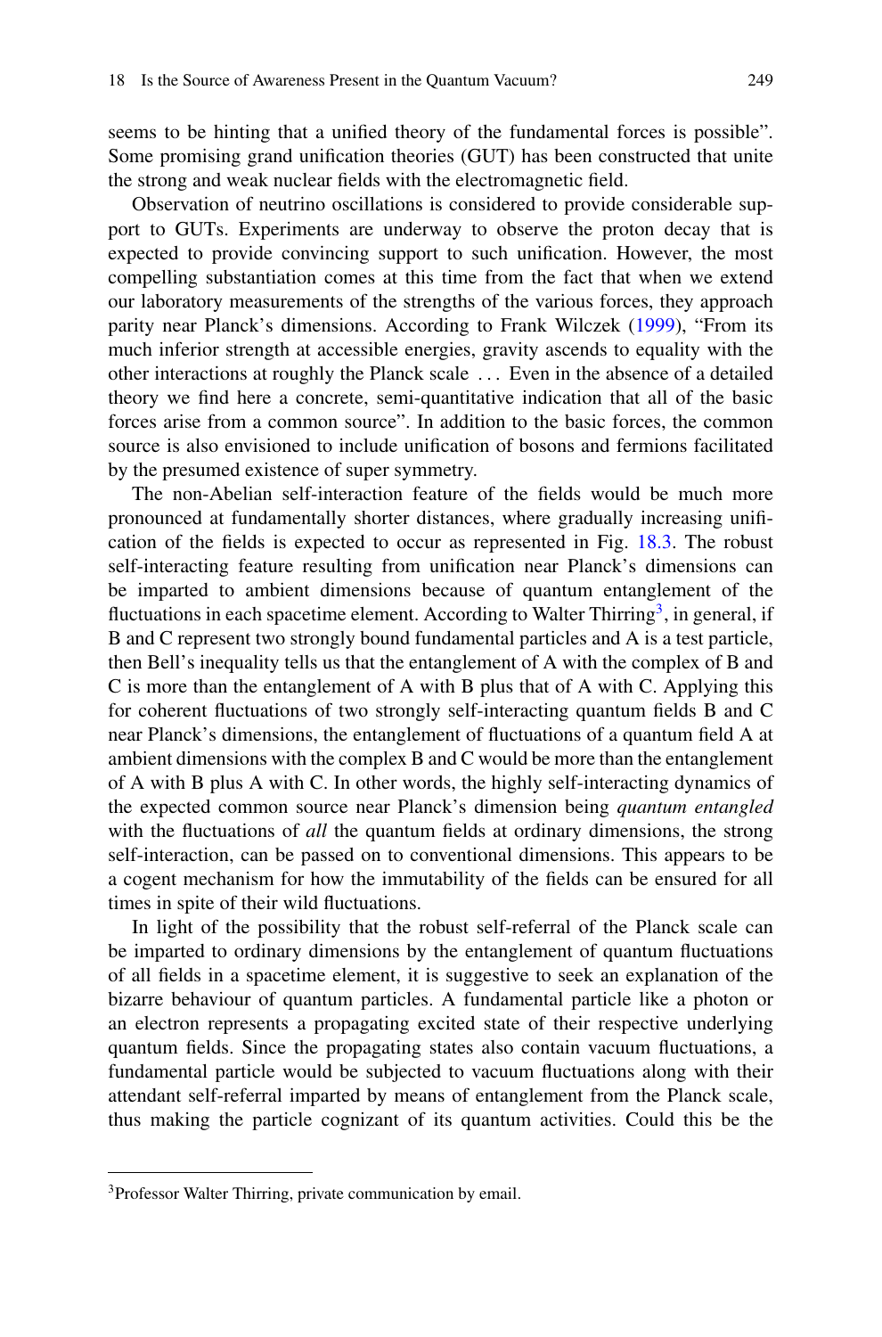seems to be hinting that a unified theory of the fundamental forces is possible". Some promising grand unification theories (GUT) has been constructed that unite the strong and weak nuclear fields with the electromagnetic field.

Observation of neutrino oscillations is considered to provide considerable support to GUTs. Experiments are underway to observe the proton decay that is expected to provide convincing support to such unification. However, the most compelling substantiation comes at this time from the fact that when we extend our laboratory measurements of the strengths of the various forces, they approach parity near Planck's dimensions. According to Frank Wilczek (1999), "From its much inferior strength at accessible energies, gravity ascends to equality with the other interactions at roughly the Planck scale ... Even in the absence of a detailed theory we find here a concrete, semi-quantitative indication that all of the basic forces arise from a common source". In addition to the basic forces, the common source is also envisioned to include unification of bosons and fermions facilitated by the presumed existence of super symmetry.

The non-Abelian self-interaction feature of the fields would be much more pronounced at fundamentally shorter distances, where gradually increasing unification of the fields is expected to occur as represented in Fig. 18.3. The robust self-interacting feature resulting from unification near Planck's dimensions can be imparted to ambient dimensions because of quantum entanglement of the fluctuations in each spacetime element. According to Walter Thirring[3], in general, if B and C represent two strongly bound fundamental particles and A is a test particle, then Bell's inequality tells us that the entanglement of A with the complex of B and C is more than the entanglement of A with B plus that of A with C. Applying this for coherent fluctuations of two strongly self-interacting quantum fields B and C near Planck's dimensions, the entanglement of fluctuations of a quantum field A at ambient dimensions with the complex B and C would be more than the entanglement of A with B plus A with C. In other words, the highly self-interacting dynamics of the expected common source near Planck's dimension being *quantum entangled* with the fluctuations of *all* the quantum fields at ordinary dimensions, the strong self-interaction, can be passed on to conventional dimensions. This appears to be a cogent mechanism for how the immutability of the fields can be ensured for all times in spite of their wild fluctuations.

In light of the possibility that the robust self-referral of the Planck scale can be imparted to ordinary dimensions by the entanglement of quantum fluctuations of all fields in a spacetime element, it is suggestive to seek an explanation of the bizarre behaviour of quantum particles. A fundamental particle like a photon or an electron represents a propagating excited state of their respective underlying quantum fields. Since the propagating states also contain vacuum fluctuations, a fundamental particle would be subjected to vacuum fluctuations along with their attendant self-referral imparted by means of entanglement from the Planck scale, thus making the particle cognizant of its quantum activities. Could this be the

[3] Professor Walter Thirring, private communication by email.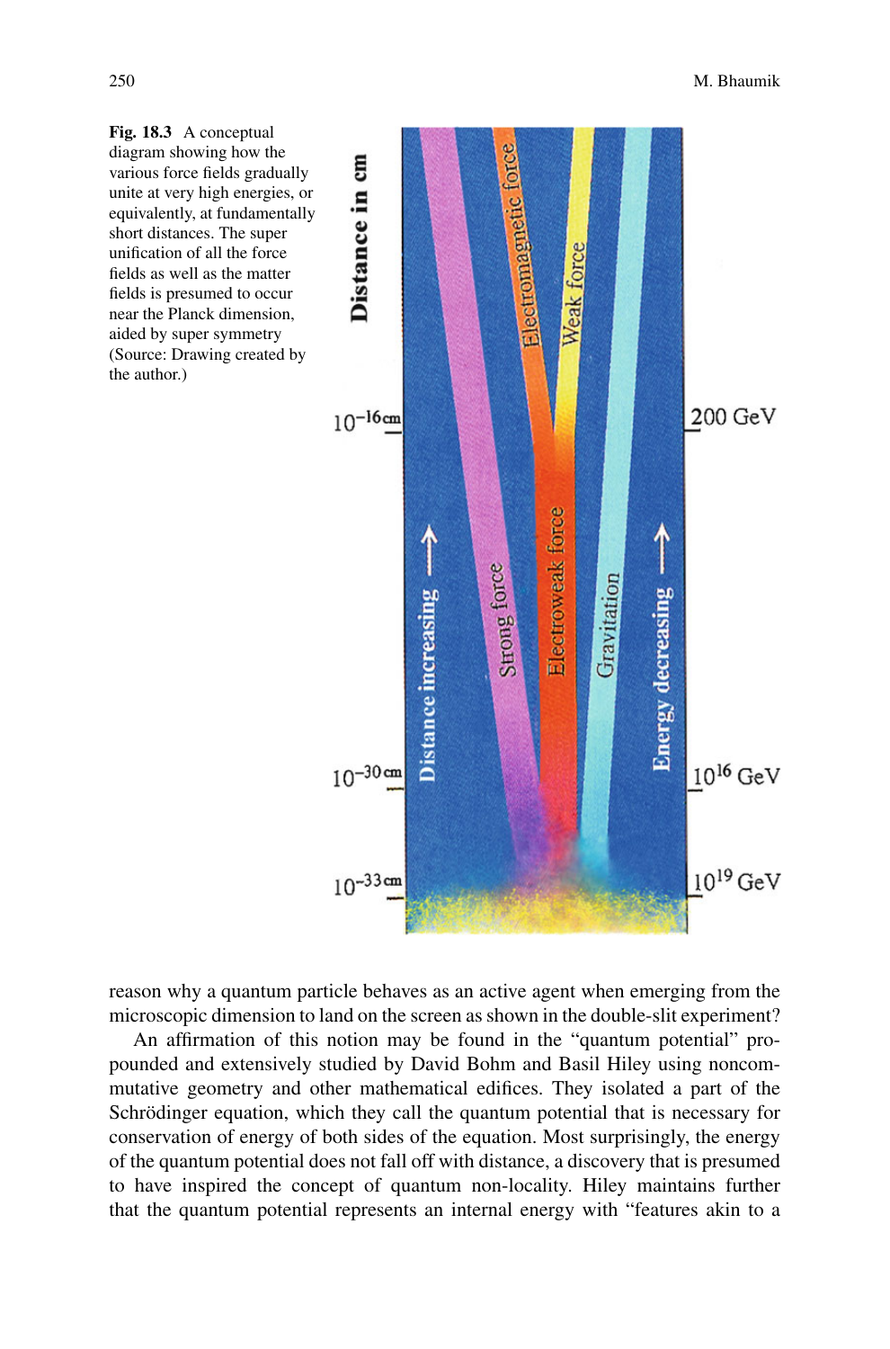**Fig. 18.3** A conceptual diagram showing how the various force fields gradually unite at very high energies, or equivalently, at fundamentally short distances. The super unification of all the force fields as well as the matter fields is presumed to occur near the Planck dimension, aided by super symmetry (Source: Drawing created by the author.)

reason why a quantum particle behaves as an active agent when emerging from the microscopic dimension to land on the screen as shown in the double-slit experiment?

An affirmation of this notion may be found in the "quantum potential" propounded and extensively studied by David Bohm and Basil Hiley using noncommutative geometry and other mathematical edifices. They isolated a part of the Schrödinger equation, which they call the quantum potential that is necessary for conservation of energy of both sides of the equation. Most surprisingly, the energy of the quantum potential does not fall off with distance, a discovery that is presumed to have inspired the concept of quantum non-locality. Hiley maintains further that the quantum potential represents an internal energy with "features akin to a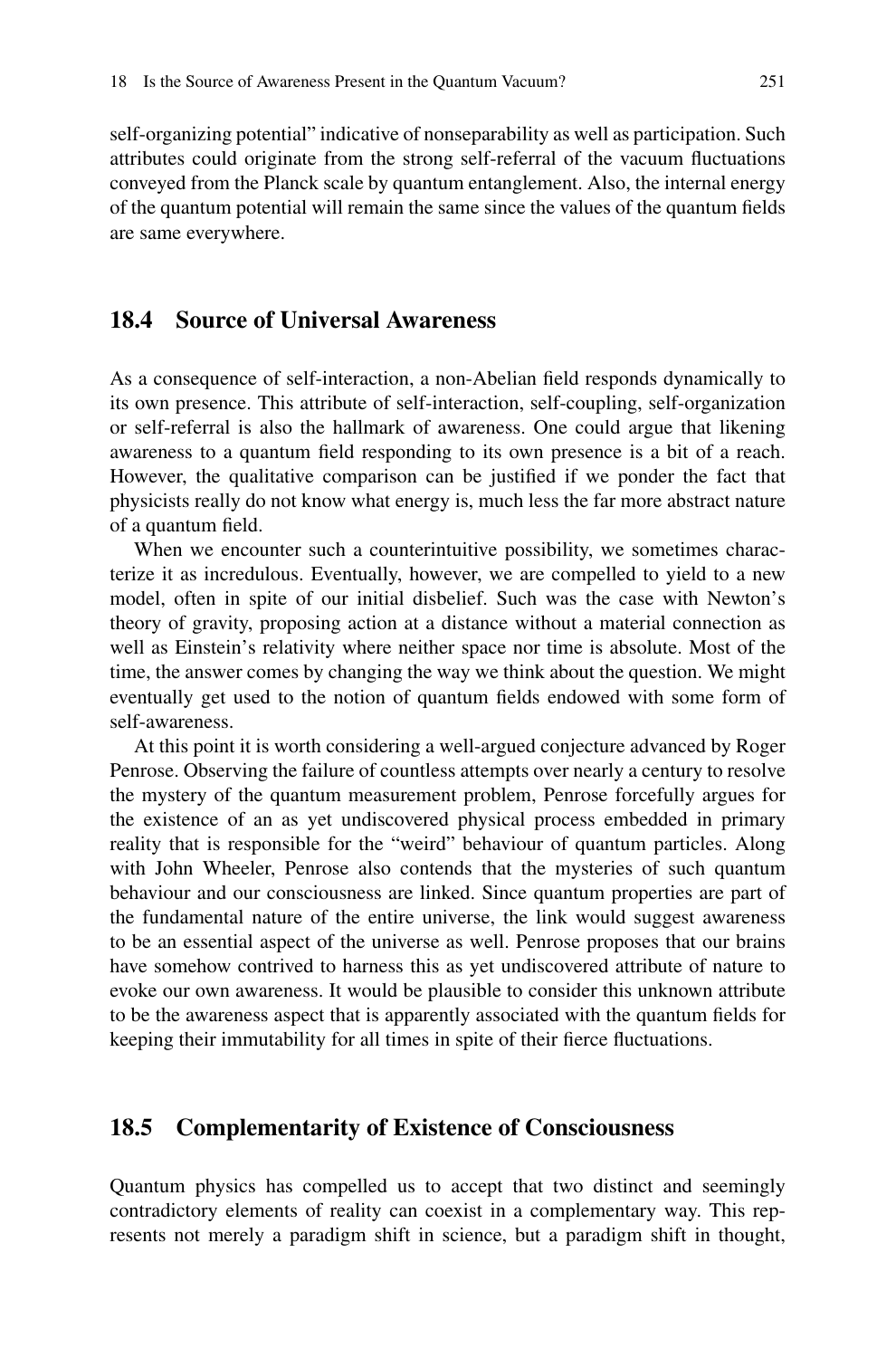self-organizing potential" indicative of nonseparability as well as participation. Such attributes could originate from the strong self-referral of the vacuum fluctuations conveyed from the Planck scale by quantum entanglement. Also, the internal energy of the quantum potential will remain the same since the values of the quantum fields are same everywhere.

## 18.4 Source of Universal Awareness

As a consequence of self-interaction, a non-Abelian field responds dynamically to its own presence. This attribute of self-interaction, self-coupling, self-organization or self-referral is also the hallmark of awareness. One could argue that likening awareness to a quantum field responding to its own presence is a bit of a reach. However, the qualitative comparison can be justified if we ponder the fact that physicists really do not know what energy is, much less the far more abstract nature of a quantum field.

When we encounter such a counterintuitive possibility, we sometimes characterize it as incredulous. Eventually, however, we are compelled to yield to a new model, often in spite of our initial disbelief. Such was the case with Newton's theory of gravity, proposing action at a distance without a material connection as well as Einstein's relativity where neither space nor time is absolute. Most of the time, the answer comes by changing the way we think about the question. We might eventually get used to the notion of quantum fields endowed with some form of self-awareness.

At this point it is worth considering a well-argued conjecture advanced by Roger Penrose. Observing the failure of countless attempts over nearly a century to resolve the mystery of the quantum measurement problem, Penrose forcefully argues for the existence of an as yet undiscovered physical process embedded in primary reality that is responsible for the "weird" behaviour of quantum particles. Along with John Wheeler, Penrose also contends that the mysteries of such quantum behaviour and our consciousness are linked. Since quantum properties are part of the fundamental nature of the entire universe, the link would suggest awareness to be an essential aspect of the universe as well. Penrose proposes that our brains have somehow contrived to harness this as yet undiscovered attribute of nature to evoke our own awareness. It would be plausible to consider this unknown attribute to be the awareness aspect that is apparently associated with the quantum fields for keeping their immutability for all times in spite of their fierce fluctuations.

## 18.5 Complementarity of Existence of Consciousness

Quantum physics has compelled us to accept that two distinct and seemingly contradictory elements of reality can coexist in a complementary way. This represents not merely a paradigm shift in science, but a paradigm shift in thought,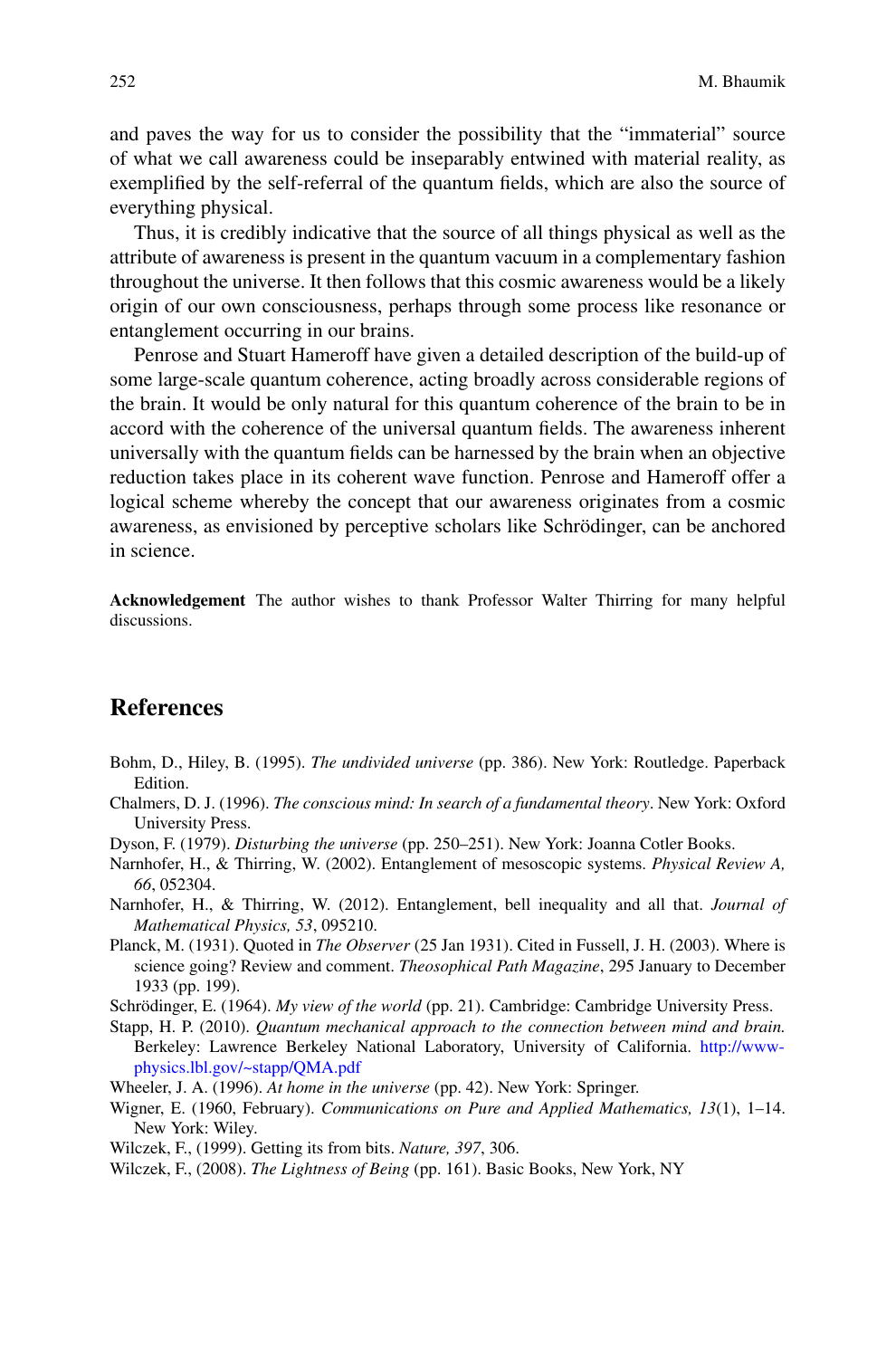and paves the way for us to consider the possibility that the "immaterial" source of what we call awareness could be inseparably entwined with material reality, as exemplified by the self-referral of the quantum fields, which are also the source of everything physical.

Thus, it is credibly indicative that the source of all things physical as well as the attribute of awareness is present in the quantum vacuum in a complementary fashion throughout the universe. It then follows that this cosmic awareness would be a likely origin of our own consciousness, perhaps through some process like resonance or entanglement occurring in our brains.

Penrose and Stuart Hameroff have given a detailed description of the build-up of some large-scale quantum coherence, acting broadly across considerable regions of the brain. It would be only natural for this quantum coherence of the brain to be in accord with the coherence of the universal quantum fields. The awareness inherent universally with the quantum fields can be harnessed by the brain when an objective reduction takes place in its coherent wave function. Penrose and Hameroff offer a logical scheme whereby the concept that our awareness originates from a cosmic awareness, as envisioned by perceptive scholars like Schrödinger, can be anchored in science.

**Acknowledgement** The author wishes to thank Professor Walter Thirring for many helpful discussions.

## References

Bohm, D., Hiley, B. (1995). *The undivided universe* (pp. 386). New York: Routledge. Paperback Edition.

Chalmers, D. J. (1996). *The conscious mind: In search of a fundamental theory*. New York: Oxford University Press.

Dyson, F. (1979). *Disturbing the universe* (pp. 250–251). New York: Joanna Cotler Books.

Narnhofer, H., & Thirring, W. (2002). Entanglement of mesoscopic systems. *Physical Review A, 66*, 052304.

Narnhofer, H., & Thirring, W. (2012). Entanglement, bell inequality and all that. *Journal of Mathematical Physics, 53*, 095210.

Planck, M. (1931). Quoted in *The Observer* (25 Jan 1931). Cited in Fussell, J. H. (2003). Where is science going? Review and comment. *Theosophical Path Magazine*, 295 January to December 1933 (pp. 199).

Schrödinger, E. (1964). *My view of the world* (pp. 21). Cambridge: Cambridge University Press.

Stapp, H. P. (2010). *Quantum mechanical approach to the connection between mind and brain.* Berkeley: Lawrence Berkeley National Laboratory, University of California. http://www-physics.lbl.gov/~stapp/QMA.pdf

Wheeler, J. A. (1996). *At home in the universe* (pp. 42). New York: Springer.

Wigner, E. (1960, February). *Communications on Pure and Applied Mathematics, 13*(1), 1–14. New York: Wiley.

Wilczek, F., (1999). Getting its from bits. *Nature, 397*, 306.

Wilczek, F., (2008). *The Lightness of Being* (pp. 161). Basic Books, New York, NY